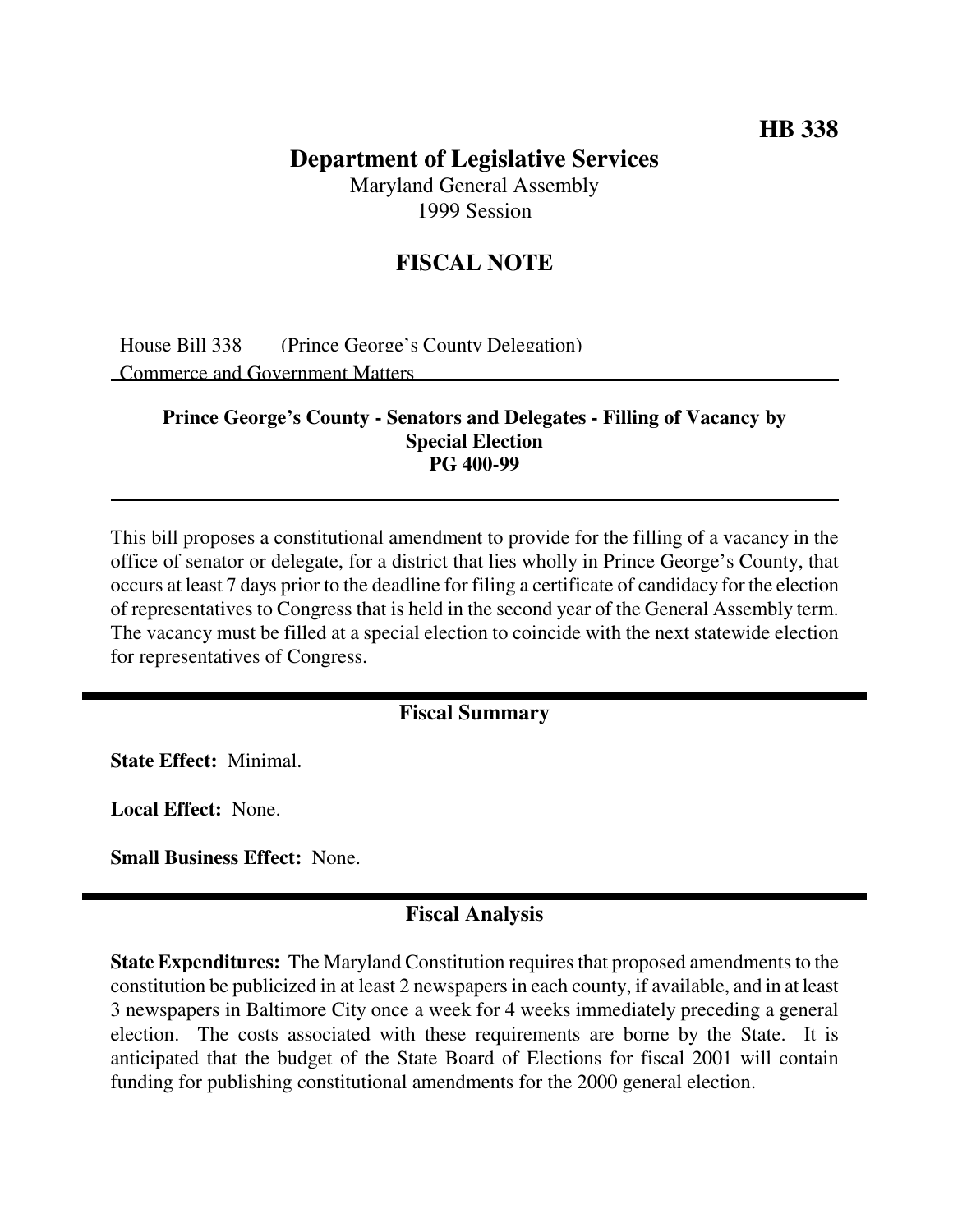**HB 338**

# Department of Legislative Services

Maryland General Assembly
1999 Session

## FISCAL NOTE

House Bill 338 (Prince George's County Delegation)
Commerce and Government Matters

**Prince George's County - Senators and Delegates - Filling of Vacancy by Special Election**
**PG 400-99**

This bill proposes a constitutional amendment to provide for the filling of a vacancy in the office of senator or delegate, for a district that lies wholly in Prince George's County, that occurs at least 7 days prior to the deadline for filing a certificate of candidacy for the election of representatives to Congress that is held in the second year of the General Assembly term. The vacancy must be filled at a special election to coincide with the next statewide election for representatives of Congress.

## Fiscal Summary

**State Effect:** Minimal.

**Local Effect:** None.

**Small Business Effect:** None.

## Fiscal Analysis

**State Expenditures:** The Maryland Constitution requires that proposed amendments to the constitution be publicized in at least 2 newspapers in each county, if available, and in at least 3 newspapers in Baltimore City once a week for 4 weeks immediately preceding a general election. The costs associated with these requirements are borne by the State. It is anticipated that the budget of the State Board of Elections for fiscal 2001 will contain funding for publishing constitutional amendments for the 2000 general election.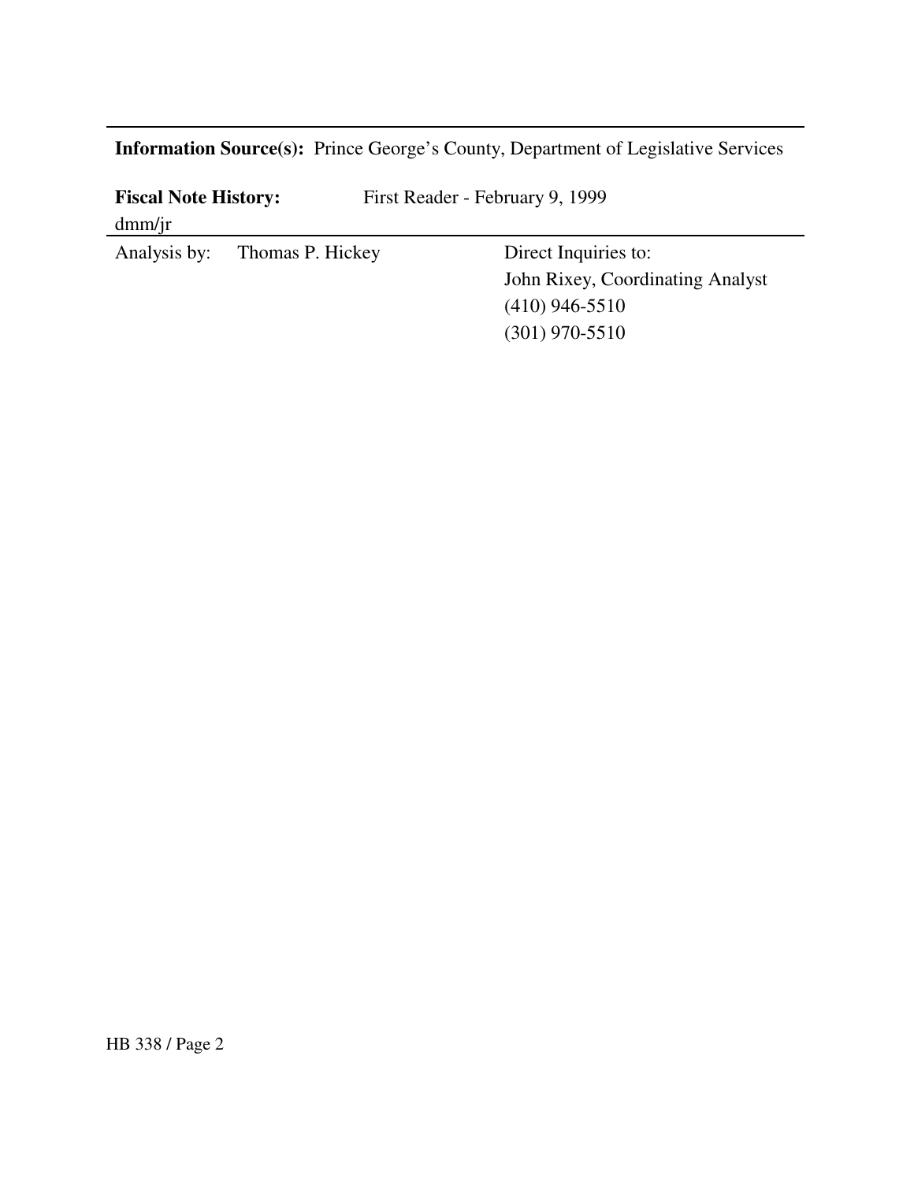**Information Source(s):** Prince George's County, Department of Legislative Services

**Fiscal Note History:** First Reader - February 9, 1999

dmm/jr

Analysis by: Thomas P. Hickey

Direct Inquiries to:
John Rixey, Coordinating Analyst
(410) 946-5510
(301) 970-5510